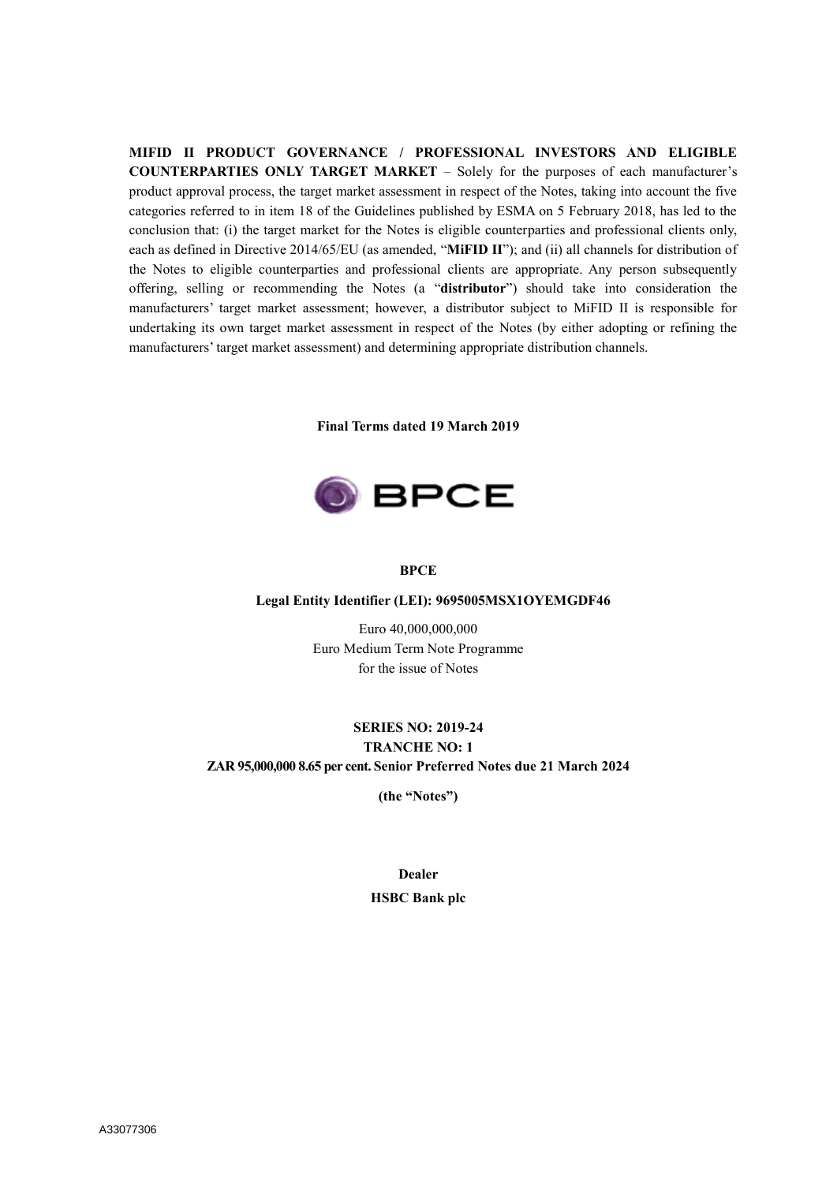**MIFID II PRODUCT GOVERNANCE / PROFESSIONAL INVESTORS AND ELIGIBLE COUNTERPARTIES ONLY TARGET MARKET** – Solely for the purposes of each manufacturer's product approval process, the target market assessment in respect of the Notes, taking into account the five categories referred to in item 18 of the Guidelines published by ESMA on 5 February 2018, has led to the conclusion that: (i) the target market for the Notes is eligible counterparties and professional clients only, each as defined in Directive 2014/65/EU (as amended, "**MiFID II**"); and (ii) all channels for distribution of the Notes to eligible counterparties and professional clients are appropriate. Any person subsequently offering, selling or recommending the Notes (a "**distributor**") should take into consideration the manufacturers' target market assessment; however, a distributor subject to MiFID II is responsible for undertaking its own target market assessment in respect of the Notes (by either adopting or refining the manufacturers' target market assessment) and determining appropriate distribution channels.

**Final Terms dated 19 March 2019**

**BPCE**

**BPCE**

**Legal Entity Identifier (LEI): 9695005MSX1OYEMGDF46**

Euro 40,000,000,000
Euro Medium Term Note Programme
for the issue of Notes

**SERIES NO: 2019-24**
**TRANCHE NO: 1**
**ZAR 95,000,000 8.65 per cent. Senior Preferred Notes due 21 March 2024**

**(the "Notes")**

**Dealer**

**HSBC Bank plc**

A33077306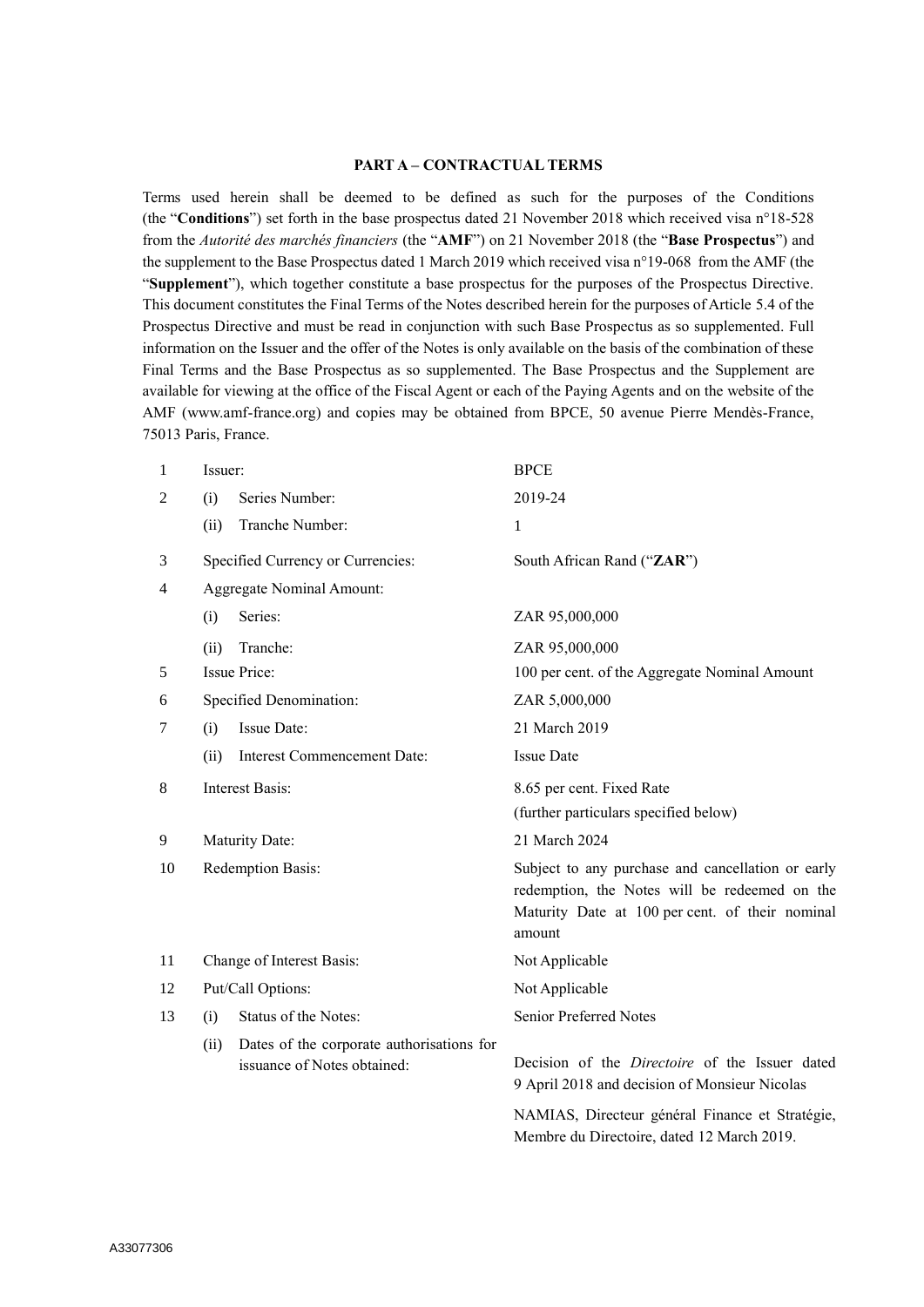**PART A – CONTRACTUAL TERMS**

Terms used herein shall be deemed to be defined as such for the purposes of the Conditions (the "**Conditions**") set forth in the base prospectus dated 21 November 2018 which received visa n°18-528 from the *Autorité des marchés financiers* (the "**AMF**") on 21 November 2018 (the "**Base Prospectus**") and the supplement to the Base Prospectus dated 1 March 2019 which received visa n°19-068 from the AMF (the "**Supplement**"), which together constitute a base prospectus for the purposes of the Prospectus Directive. This document constitutes the Final Terms of the Notes described herein for the purposes of Article 5.4 of the Prospectus Directive and must be read in conjunction with such Base Prospectus as so supplemented. Full information on the Issuer and the offer of the Notes is only available on the basis of the combination of these Final Terms and the Base Prospectus as so supplemented. The Base Prospectus and the Supplement are available for viewing at the office of the Fiscal Agent or each of the Paying Agents and on the website of the AMF (www.amf-france.org) and copies may be obtained from BPCE, 50 avenue Pierre Mendès-France, 75013 Paris, France.

| | | |
|---|---|---|
| 1 | Issuer: | BPCE |
| 2 | (i) Series Number: | 2019-24 |
| | (ii) Tranche Number: | 1 |
| 3 | Specified Currency or Currencies: | South African Rand ("**ZAR**") |
| 4 | Aggregate Nominal Amount: | |
| | (i) Series: | ZAR 95,000,000 |
| | (ii) Tranche: | ZAR 95,000,000 |
| 5 | Issue Price: | 100 per cent. of the Aggregate Nominal Amount |
| 6 | Specified Denomination: | ZAR 5,000,000 |
| 7 | (i) Issue Date: | 21 March 2019 |
| | (ii) Interest Commencement Date: | Issue Date |
| 8 | Interest Basis: | 8.65 per cent. Fixed Rate<br>(further particulars specified below) |
| 9 | Maturity Date: | 21 March 2024 |
| 10 | Redemption Basis: | Subject to any purchase and cancellation or early redemption, the Notes will be redeemed on the Maturity Date at 100 per cent. of their nominal amount |
| 11 | Change of Interest Basis: | Not Applicable |
| 12 | Put/Call Options: | Not Applicable |
| 13 | (i) Status of the Notes: | Senior Preferred Notes |
| | (ii) Dates of the corporate authorisations for issuance of Notes obtained: | Decision of the *Directoire* of the Issuer dated 9 April 2018 and decision of Monsieur Nicolas NAMIAS, Directeur général Finance et Stratégie, Membre du Directoire, dated 12 March 2019. |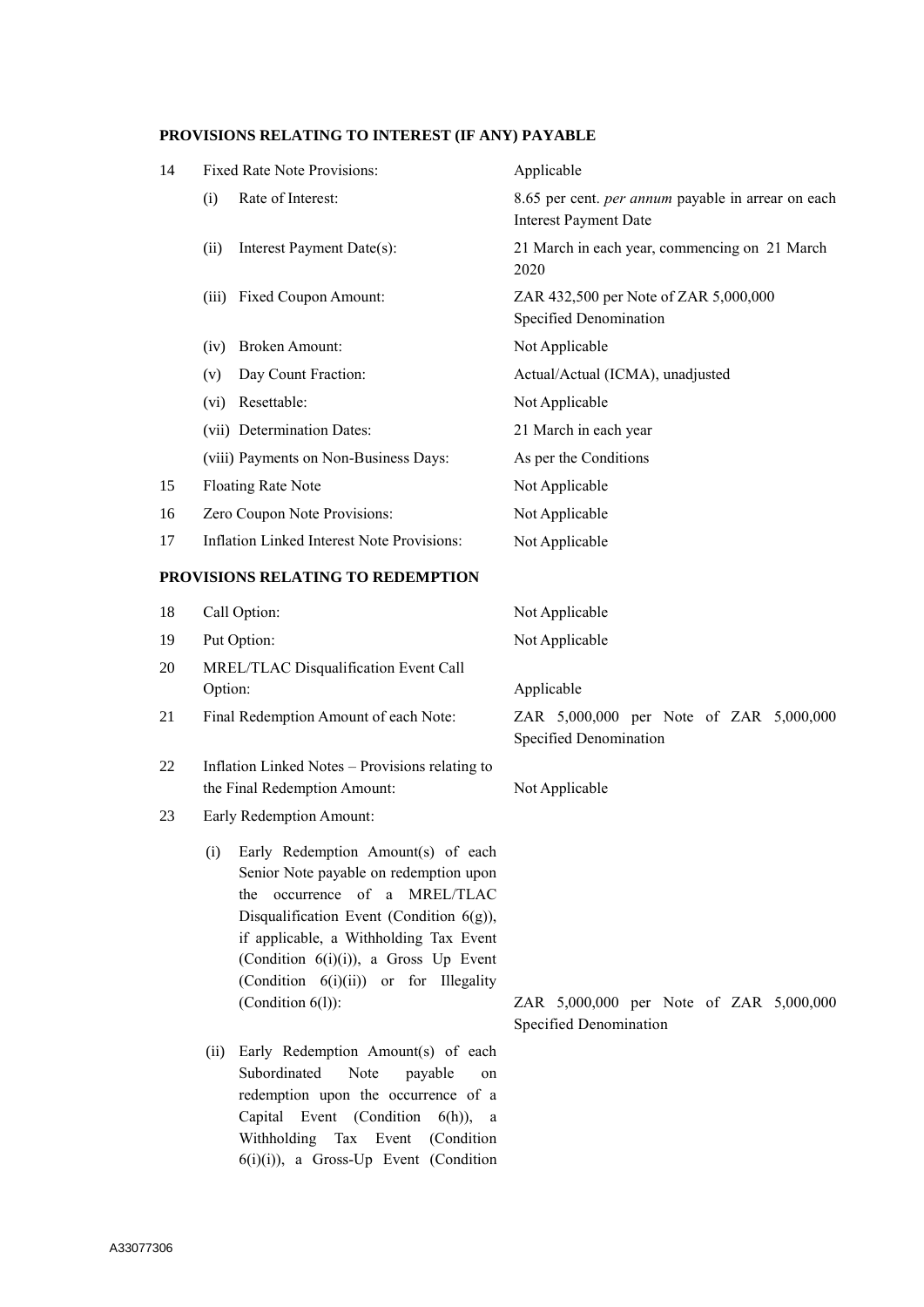**PROVISIONS RELATING TO INTEREST (IF ANY) PAYABLE**

| | | |
|---|---|---|
| 14 | Fixed Rate Note Provisions: | Applicable |
| | (i) Rate of Interest: | 8.65 per cent. *per annum* payable in arrear on each Interest Payment Date |
| | (ii) Interest Payment Date(s): | 21 March in each year, commencing on 21 March 2020 |
| | (iii) Fixed Coupon Amount: | ZAR 432,500 per Note of ZAR 5,000,000 Specified Denomination |
| | (iv) Broken Amount: | Not Applicable |
| | (v) Day Count Fraction: | Actual/Actual (ICMA), unadjusted |
| | (vi) Resettable: | Not Applicable |
| | (vii) Determination Dates: | 21 March in each year |
| | (viii) Payments on Non-Business Days: | As per the Conditions |
| 15 | Floating Rate Note | Not Applicable |
| 16 | Zero Coupon Note Provisions: | Not Applicable |
| 17 | Inflation Linked Interest Note Provisions: | Not Applicable |

**PROVISIONS RELATING TO REDEMPTION**

| | | |
|---|---|---|
| 18 | Call Option: | Not Applicable |
| 19 | Put Option: | Not Applicable |
| 20 | MREL/TLAC Disqualification Event Call Option: | Applicable |
| 21 | Final Redemption Amount of each Note: | ZAR 5,000,000 per Note of ZAR 5,000,000 Specified Denomination |
| 22 | Inflation Linked Notes – Provisions relating to the Final Redemption Amount: | Not Applicable |
| 23 | Early Redemption Amount: | |
| | (i) Early Redemption Amount(s) of each Senior Note payable on redemption upon the occurrence of a MREL/TLAC Disqualification Event (Condition 6(g)), if applicable, a Withholding Tax Event (Condition 6(i)(i)), a Gross Up Event (Condition 6(i)(ii)) or for Illegality (Condition 6(l)): | ZAR 5,000,000 per Note of ZAR 5,000,000 Specified Denomination |
| | (ii) Early Redemption Amount(s) of each Subordinated Note payable on redemption upon the occurrence of a Capital Event (Condition 6(h)), a Withholding Tax Event (Condition 6(i)(i)), a Gross-Up Event (Condition | |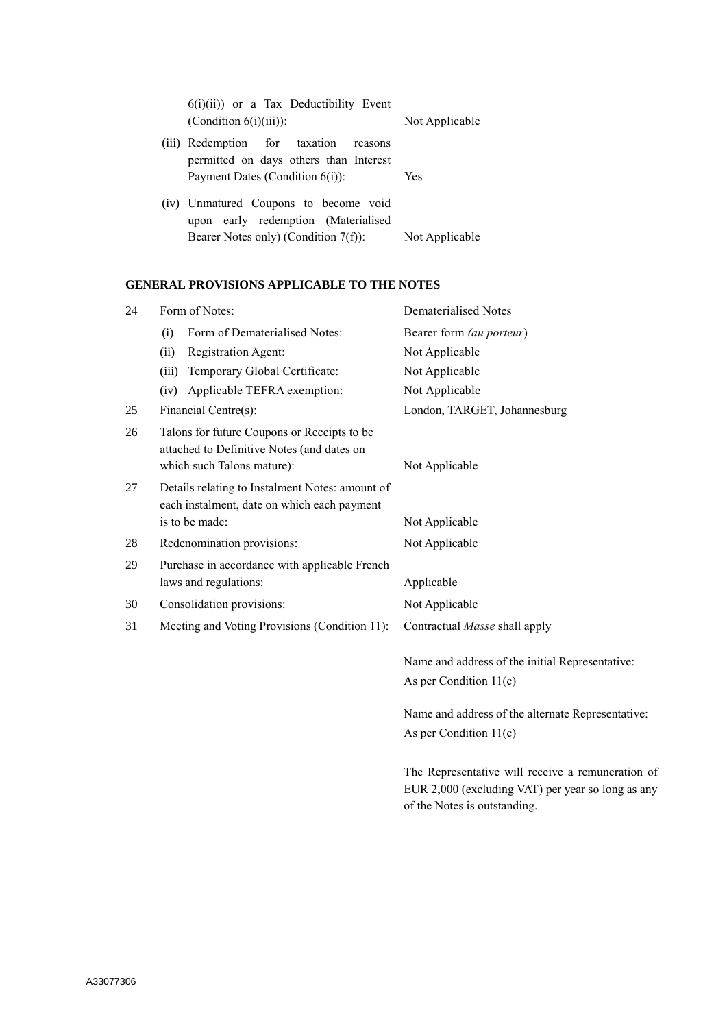| | | |
|---|---|---|
| | 6(i)(ii)) or a Tax Deductibility Event (Condition 6(i)(iii)): | Not Applicable |
| | (iii) Redemption for taxation reasons permitted on days others than Interest Payment Dates (Condition 6(i)): | Yes |
| | (iv) Unmatured Coupons to become void upon early redemption (Materialised Bearer Notes only) (Condition 7(f)): | Not Applicable |

**GENERAL PROVISIONS APPLICABLE TO THE NOTES**

| | | |
|---|---|---|
| 24 | Form of Notes: | Dematerialised Notes |
| | (i) Form of Dematerialised Notes: | Bearer form *(au porteur)* |
| | (ii) Registration Agent: | Not Applicable |
| | (iii) Temporary Global Certificate: | Not Applicable |
| | (iv) Applicable TEFRA exemption: | Not Applicable |
| 25 | Financial Centre(s): | London, TARGET, Johannesburg |
| 26 | Talons for future Coupons or Receipts to be attached to Definitive Notes (and dates on which such Talons mature): | Not Applicable |
| 27 | Details relating to Instalment Notes: amount of each instalment, date on which each payment is to be made: | Not Applicable |
| 28 | Redenomination provisions: | Not Applicable |
| 29 | Purchase in accordance with applicable French laws and regulations: | Applicable |
| 30 | Consolidation provisions: | Not Applicable |
| 31 | Meeting and Voting Provisions (Condition 11): | Contractual *Masse* shall apply<br><br>Name and address of the initial Representative: As per Condition 11(c)<br><br>Name and address of the alternate Representative: As per Condition 11(c)<br><br>The Representative will receive a remuneration of EUR 2,000 (excluding VAT) per year so long as any of the Notes is outstanding. |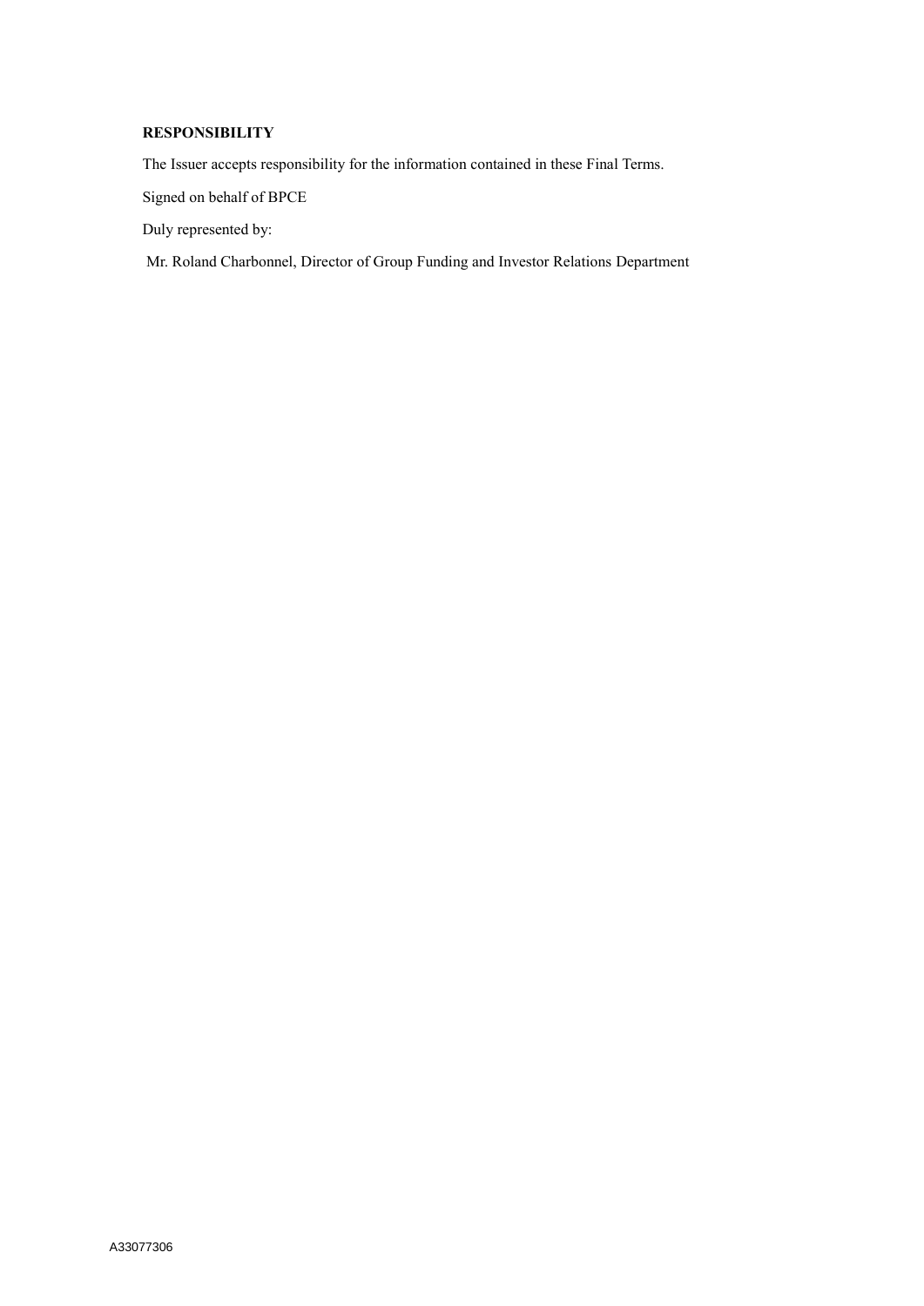**RESPONSIBILITY**

The Issuer accepts responsibility for the information contained in these Final Terms.

Signed on behalf of BPCE

Duly represented by:

Mr. Roland Charbonnel, Director of Group Funding and Investor Relations Department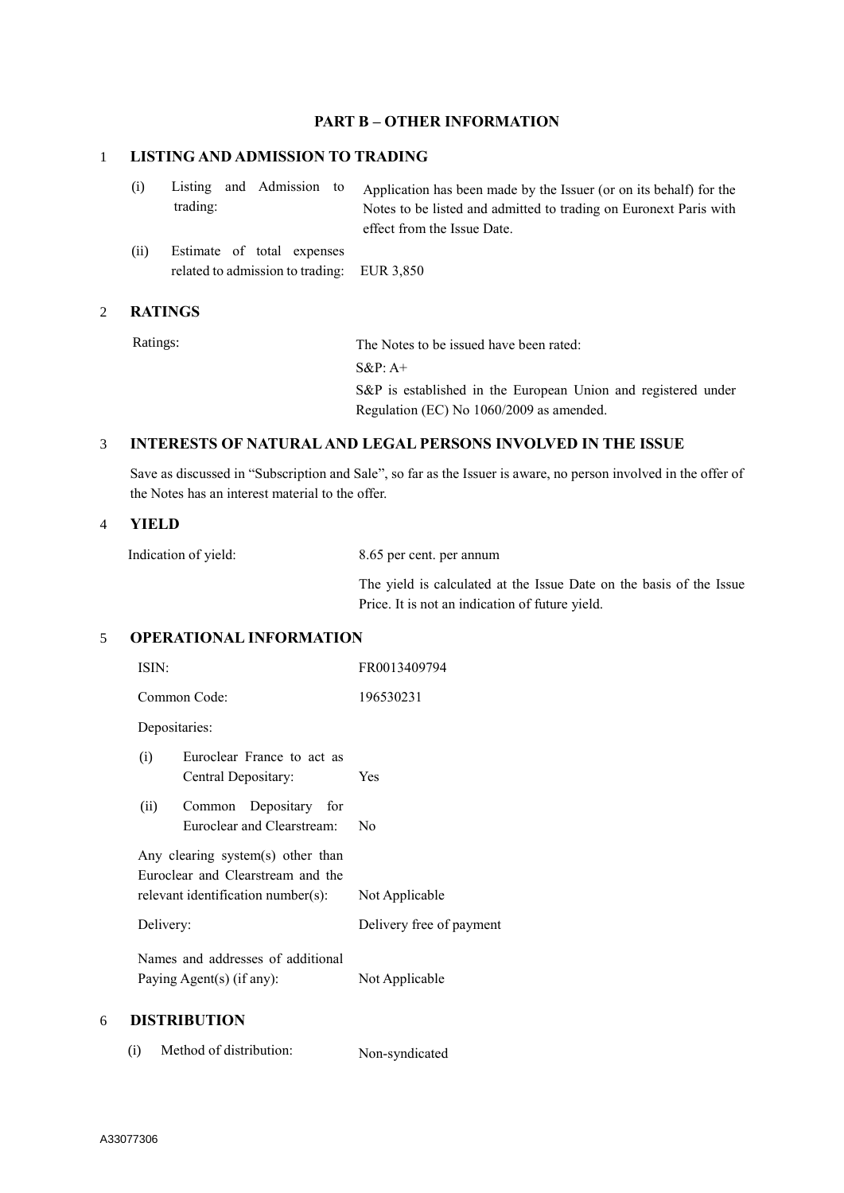## PART B – OTHER INFORMATION

### 1 LISTING AND ADMISSION TO TRADING

| | |
|---|---|
| (i) Listing and Admission to trading: | Application has been made by the Issuer (or on its behalf) for the Notes to be listed and admitted to trading on Euronext Paris with effect from the Issue Date. |
| (ii) Estimate of total expenses related to admission to trading: | EUR 3,850 |

### 2 RATINGS

| | |
|---|---|
| Ratings: | The Notes to be issued have been rated:<br>S&P: A+<br>S&P is established in the European Union and registered under Regulation (EC) No 1060/2009 as amended. |

### 3 INTERESTS OF NATURAL AND LEGAL PERSONS INVOLVED IN THE ISSUE

Save as discussed in "Subscription and Sale", so far as the Issuer is aware, no person involved in the offer of the Notes has an interest material to the offer.

### 4 YIELD

| | |
|---|---|
| Indication of yield: | 8.65 per cent. per annum<br>The yield is calculated at the Issue Date on the basis of the Issue Price. It is not an indication of future yield. |

### 5 OPERATIONAL INFORMATION

| | |
|---|---|
| ISIN: | FR0013409794 |
| Common Code: | 196530231 |
| Depositaries: | |
| (i) Euroclear France to act as Central Depositary: | Yes |
| (ii) Common Depositary for Euroclear and Clearstream: | No |
| Any clearing system(s) other than Euroclear and Clearstream and the relevant identification number(s): | Not Applicable |
| Delivery: | Delivery free of payment |
| Names and addresses of additional Paying Agent(s) (if any): | Not Applicable |

### 6 DISTRIBUTION

| | |
|---|---|
| (i) Method of distribution: | Non-syndicated |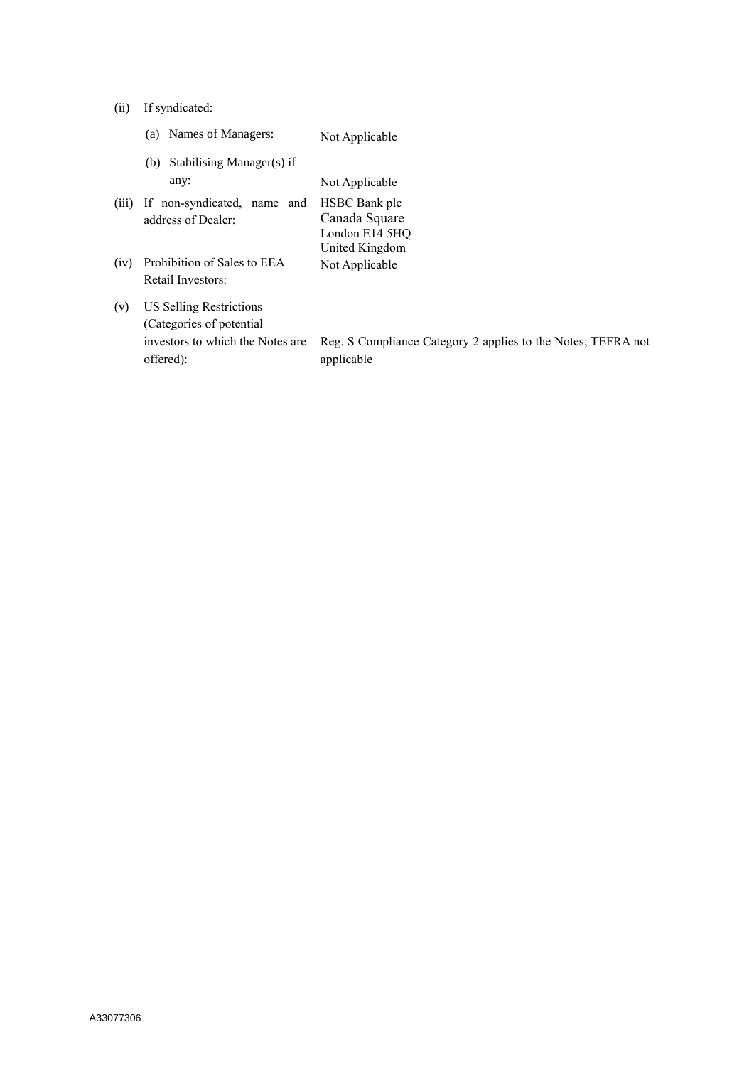| | | |
|---|---|---|
| (ii) | If syndicated: | |
| | (a) Names of Managers: | Not Applicable |
| | (b) Stabilising Manager(s) if any: | Not Applicable |
| (iii) | If non-syndicated, name and address of Dealer: | HSBC Bank plc<br>Canada Square<br>London E14 5HQ<br>United Kingdom |
| (iv) | Prohibition of Sales to EEA Retail Investors: | Not Applicable |
| (v) | US Selling Restrictions (Categories of potential investors to which the Notes are offered): | Reg. S Compliance Category 2 applies to the Notes; TEFRA not applicable |

A33077306